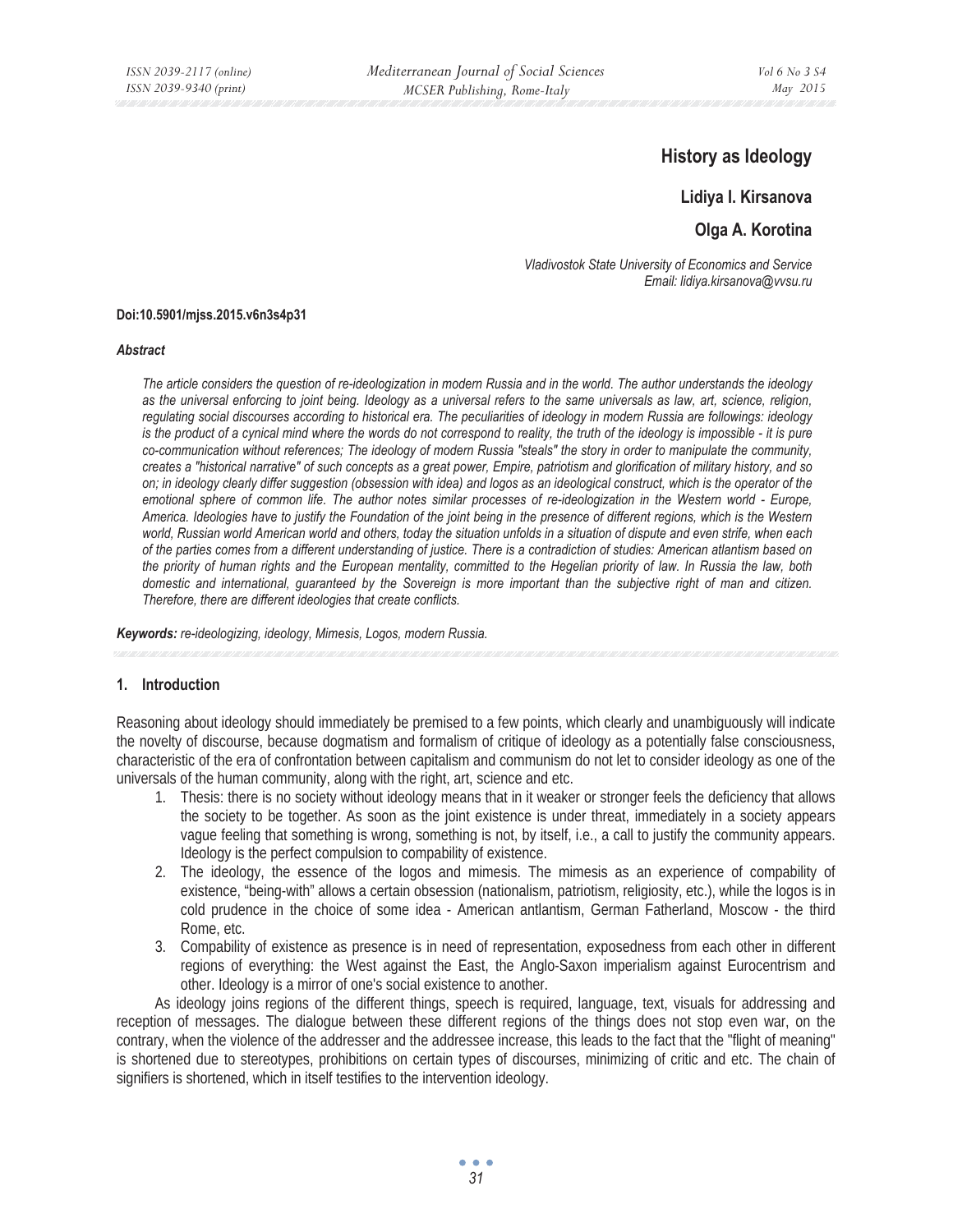# History as Ideology

**Lidiya I. Kirsanova**

**Olga A. Korotina**

*Vladivostok State University of Economics and Service*
*Email: lidiya.kirsanova@vvsu.ru*

**Doi:10.5901/mjss.2015.v6n3s4p31**

***Abstract***

*The article considers the question of re-ideologization in modern Russia and in the world. The author understands the ideology as the universal enforcing to joint being. Ideology as a universal refers to the same universals as law, art, science, religion, regulating social discourses according to historical era. The peculiarities of ideology in modern Russia are followings: ideology is the product of a cynical mind where the words do not correspond to reality, the truth of the ideology is impossible - it is pure co-communication without references; The ideology of modern Russia "steals" the story in order to manipulate the community, creates a "historical narrative" of such concepts as a great power, Empire, patriotism and glorification of military history, and so on; in ideology clearly differ suggestion (obsession with idea) and logos as an ideological construct, which is the operator of the emotional sphere of common life. The author notes similar processes of re-ideologization in the Western world - Europe, America. Ideologies have to justify the Foundation of the joint being in the presence of different regions, which is the Western world, Russian world American world and others, today the situation unfolds in a situation of dispute and even strife, when each of the parties comes from a different understanding of justice. There is a contradiction of studies: American atlantism based on the priority of human rights and the European mentality, committed to the Hegelian priority of law. In Russia the law, both domestic and international, guaranteed by the Sovereign is more important than the subjective right of man and citizen. Therefore, there are different ideologies that create conflicts.*

***Keywords:** re-ideologizing, ideology, Mimesis, Logos, modern Russia.*

## 1. Introduction

Reasoning about ideology should immediately be premised to a few points, which clearly and unambiguously will indicate the novelty of discourse, because dogmatism and formalism of critique of ideology as a potentially false consciousness, characteristic of the era of confrontation between capitalism and communism do not let to consider ideology as one of the universals of the human community, along with the right, art, science and etc.

1. Thesis: there is no society without ideology means that in it weaker or stronger feels the deficiency that allows the society to be together. As soon as the joint existence is under threat, immediately in a society appears vague feeling that something is wrong, something is not, by itself, i.e., a call to justify the community appears. Ideology is the perfect compulsion to compability of existence.
2. The ideology, the essence of the logos and mimesis. The mimesis as an experience of compability of existence, "being-with" allows a certain obsession (nationalism, patriotism, religiosity, etc.), while the logos is in cold prudence in the choice of some idea - American antlantism, German Fatherland, Moscow - the third Rome, etc.
3. Compability of existence as presence is in need of representation, exposedness from each other in different regions of everything: the West against the East, the Anglo-Saxon imperialism against Eurocentrism and other. Ideology is a mirror of one's social existence to another.

As ideology joins regions of the different things, speech is required, language, text, visuals for addressing and reception of messages. The dialogue between these different regions of the things does not stop even war, on the contrary, when the violence of the addresser and the addressee increase, this leads to the fact that the "flight of meaning" is shortened due to stereotypes, prohibitions on certain types of discourses, minimizing of critic and etc. The chain of signifiers is shortened, which in itself testifies to the intervention ideology.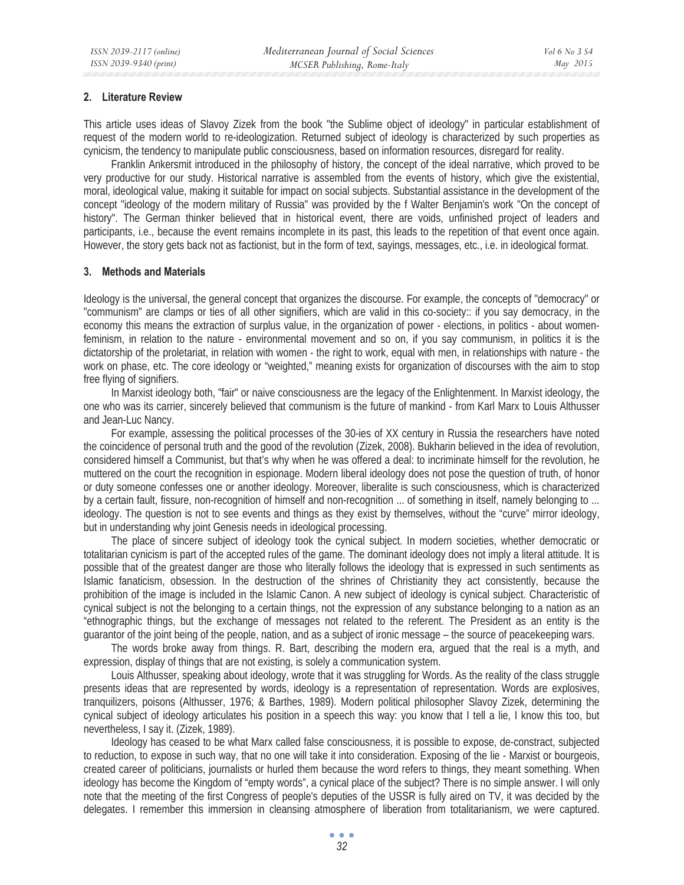## 2. Literature Review

This article uses ideas of Slavoy Zizek from the book "the Sublime object of ideology" in particular establishment of request of the modern world to re-ideologization. Returned subject of ideology is characterized by such properties as cynicism, the tendency to manipulate public consciousness, based on information resources, disregard for reality.

Franklin Ankersmit introduced in the philosophy of history, the concept of the ideal narrative, which proved to be very productive for our study. Historical narrative is assembled from the events of history, which give the existential, moral, ideological value, making it suitable for impact on social subjects. Substantial assistance in the development of the concept "ideology of the modern military of Russia" was provided by the f Walter Benjamin's work "On the concept of history". The German thinker believed that in historical event, there are voids, unfinished project of leaders and participants, i.e., because the event remains incomplete in its past, this leads to the repetition of that event once again. However, the story gets back not as factionist, but in the form of text, sayings, messages, etc., i.e. in ideological format.

## 3. Methods and Materials

Ideology is the universal, the general concept that organizes the discourse. For example, the concepts of "democracy" or "communism" are clamps or ties of all other signifiers, which are valid in this co-society:: if you say democracy, in the economy this means the extraction of surplus value, in the organization of power - elections, in politics - about women-feminism, in relation to the nature - environmental movement and so on, if you say communism, in politics it is the dictatorship of the proletariat, in relation with women - the right to work, equal with men, in relationships with nature - the work on phase, etc. The core ideology or "weighted," meaning exists for organization of discourses with the aim to stop free flying of signifiers.

In Marxist ideology both, "fair" or naive consciousness are the legacy of the Enlightenment. In Marxist ideology, the one who was its carrier, sincerely believed that communism is the future of mankind - from Karl Marx to Louis Althusser and Jean-Luc Nancy.

For example, assessing the political processes of the 30-ies of XX century in Russia the researchers have noted the coincidence of personal truth and the good of the revolution (Zizek, 2008). Bukharin believed in the idea of revolution, considered himself a Communist, but that's why when he was offered a deal: to incriminate himself for the revolution, he muttered on the court the recognition in espionage. Modern liberal ideology does not pose the question of truth, of honor or duty someone confesses one or another ideology. Moreover, liberalite is such consciousness, which is characterized by a certain fault, fissure, non-recognition of himself and non-recognition ... of something in itself, namely belonging to ... ideology. The question is not to see events and things as they exist by themselves, without the "curve" mirror ideology, but in understanding why joint Genesis needs in ideological processing.

The place of sincere subject of ideology took the cynical subject. In modern societies, whether democratic or totalitarian cynicism is part of the accepted rules of the game. The dominant ideology does not imply a literal attitude. It is possible that of the greatest danger are those who literally follows the ideology that is expressed in such sentiments as Islamic fanaticism, obsession. In the destruction of the shrines of Christianity they act consistently, because the prohibition of the image is included in the Islamic Canon. A new subject of ideology is cynical subject. Characteristic of cynical subject is not the belonging to a certain things, not the expression of any substance belonging to a nation as an "ethnographic things, but the exchange of messages not related to the referent. The President as an entity is the guarantor of the joint being of the people, nation, and as a subject of ironic message – the source of peacekeeping wars.

The words broke away from things. R. Bart, describing the modern era, argued that the real is a myth, and expression, display of things that are not existing, is solely a communication system.

Louis Althusser, speaking about ideology, wrote that it was struggling for Words. As the reality of the class struggle presents ideas that are represented by words, ideology is a representation of representation. Words are explosives, tranquilizers, poisons (Althusser, 1976; & Barthes, 1989). Modern political philosopher Slavoy Zizek, determining the cynical subject of ideology articulates his position in a speech this way: you know that I tell a lie, I know this too, but nevertheless, I say it. (Zizek, 1989).

Ideology has ceased to be what Marx called false consciousness, it is possible to expose, de-constract, subjected to reduction, to expose in such way, that no one will take it into consideration. Exposing of the lie - Marxist or bourgeois, created career of politicians, journalists or hurled them because the word refers to things, they meant something. When ideology has become the Kingdom of "empty words", a cynical place of the subject? There is no simple answer. I will only note that the meeting of the first Congress of people's deputies of the USSR is fully aired on TV, it was decided by the delegates. I remember this immersion in cleansing atmosphere of liberation from totalitarianism, we were captured.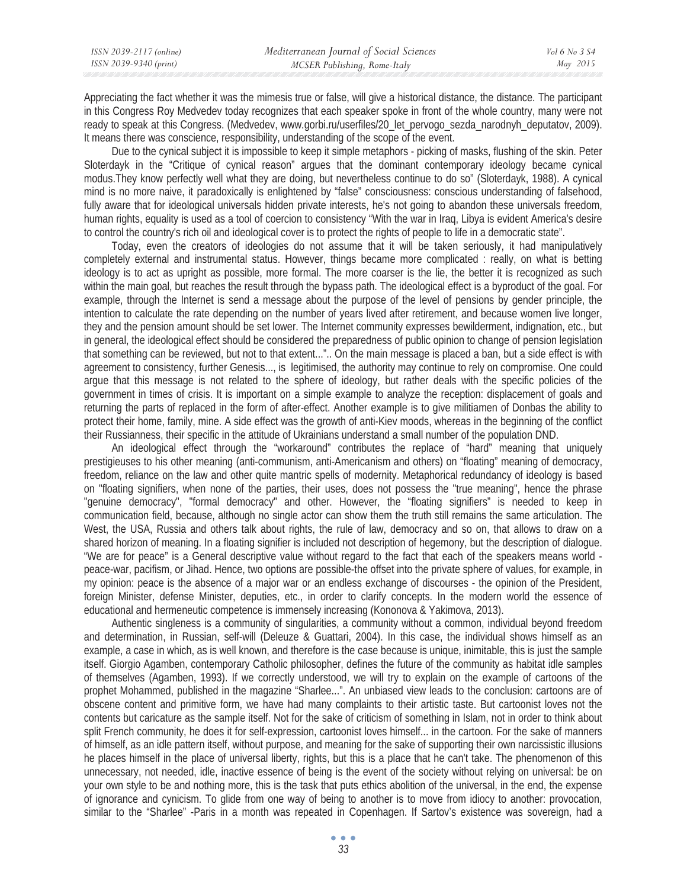Appreciating the fact whether it was the mimesis true or false, will give a historical distance, the distance. The participant in this Congress Roy Medvedev today recognizes that each speaker spoke in front of the whole country, many were not ready to speak at this Congress. (Medvedev, www.gorbi.ru/userfiles/20_let_pervogo_sezda_narodnyh_deputatov, 2009). It means there was conscience, responsibility, understanding of the scope of the event.

Due to the cynical subject it is impossible to keep it simple metaphors - picking of masks, flushing of the skin. Peter Sloterdayk in the "Critique of cynical reason" argues that the dominant contemporary ideology became cynical modus.They know perfectly well what they are doing, but nevertheless continue to do so" (Sloterdayk, 1988). A cynical mind is no more naive, it paradoxically is enlightened by "false" consciousness: conscious understanding of falsehood, fully aware that for ideological universals hidden private interests, he's not going to abandon these universals freedom, human rights, equality is used as a tool of coercion to consistency "With the war in Iraq, Libya is evident America's desire to control the country's rich oil and ideological cover is to protect the rights of people to life in a democratic state".

Today, even the creators of ideologies do not assume that it will be taken seriously, it had manipulatively completely external and instrumental status. However, things became more complicated : really, on what is betting ideology is to act as upright as possible, more formal. The more coarser is the lie, the better it is recognized as such within the main goal, but reaches the result through the bypass path. The ideological effect is a byproduct of the goal. For example, through the Internet is send a message about the purpose of the level of pensions by gender principle, the intention to calculate the rate depending on the number of years lived after retirement, and because women live longer, they and the pension amount should be set lower. The Internet community expresses bewilderment, indignation, etc., but in general, the ideological effect should be considered the preparedness of public opinion to change of pension legislation that something can be reviewed, but not to that extent...".. On the main message is placed a ban, but a side effect is with agreement to consistency, further Genesis..., is legitimised, the authority may continue to rely on compromise. One could argue that this message is not related to the sphere of ideology, but rather deals with the specific policies of the government in times of crisis. It is important on a simple example to analyze the reception: displacement of goals and returning the parts of replaced in the form of after-effect. Another example is to give militiamen of Donbas the ability to protect their home, family, mine. A side effect was the growth of anti-Kiev moods, whereas in the beginning of the conflict their Russianness, their specific in the attitude of Ukrainians understand a small number of the population DND.

An ideological effect through the "workaround" contributes the replace of "hard" meaning that uniquely prestigieuses to his other meaning (anti-communism, anti-Americanism and others) on "floating" meaning of democracy, freedom, reliance on the law and other quite mantric spells of modernity. Metaphorical redundancy of ideology is based on "floating signifiers, when none of the parties, their uses, does not possess the "true meaning", hence the phrase "genuine democracy", "formal democracy" and other. However, the "floating signifiers" is needed to keep in communication field, because, although no single actor can show them the truth still remains the same articulation. The West, the USA, Russia and others talk about rights, the rule of law, democracy and so on, that allows to draw on a shared horizon of meaning. In a floating signifier is included not description of hegemony, but the description of dialogue. "We are for peace" is a General descriptive value without regard to the fact that each of the speakers means world - peace-war, pacifism, or Jihad. Hence, two options are possible-the offset into the private sphere of values, for example, in my opinion: peace is the absence of a major war or an endless exchange of discourses - the opinion of the President, foreign Minister, defense Minister, deputies, etc., in order to clarify concepts. In the modern world the essence of educational and hermeneutic competence is immensely increasing (Kononova & Yakimova, 2013).

Authentic singleness is a community of singularities, a community without a common, individual beyond freedom and determination, in Russian, self-will (Deleuze & Guattari, 2004). In this case, the individual shows himself as an example, a case in which, as is well known, and therefore is the case because is unique, inimitable, this is just the sample itself. Giorgio Agamben, contemporary Catholic philosopher, defines the future of the community as habitat idle samples of themselves (Agamben, 1993). If we correctly understood, we will try to explain on the example of cartoons of the prophet Mohammed, published in the magazine "Sharlee...". An unbiased view leads to the conclusion: cartoons are of obscene content and primitive form, we have had many complaints to their artistic taste. But cartoonist loves not the contents but caricature as the sample itself. Not for the sake of criticism of something in Islam, not in order to think about split French community, he does it for self-expression, cartoonist loves himself... in the cartoon. For the sake of manners of himself, as an idle pattern itself, without purpose, and meaning for the sake of supporting their own narcissistic illusions he places himself in the place of universal liberty, rights, but this is a place that he can't take. The phenomenon of this unnecessary, not needed, idle, inactive essence of being is the event of the society without relying on universal: be on your own style to be and nothing more, this is the task that puts ethics abolition of the universal, in the end, the expense of ignorance and cynicism. To glide from one way of being to another is to move from idiocy to another: provocation, similar to the "Sharlee" -Paris in a month was repeated in Copenhagen. If Sartov's existence was sovereign, had a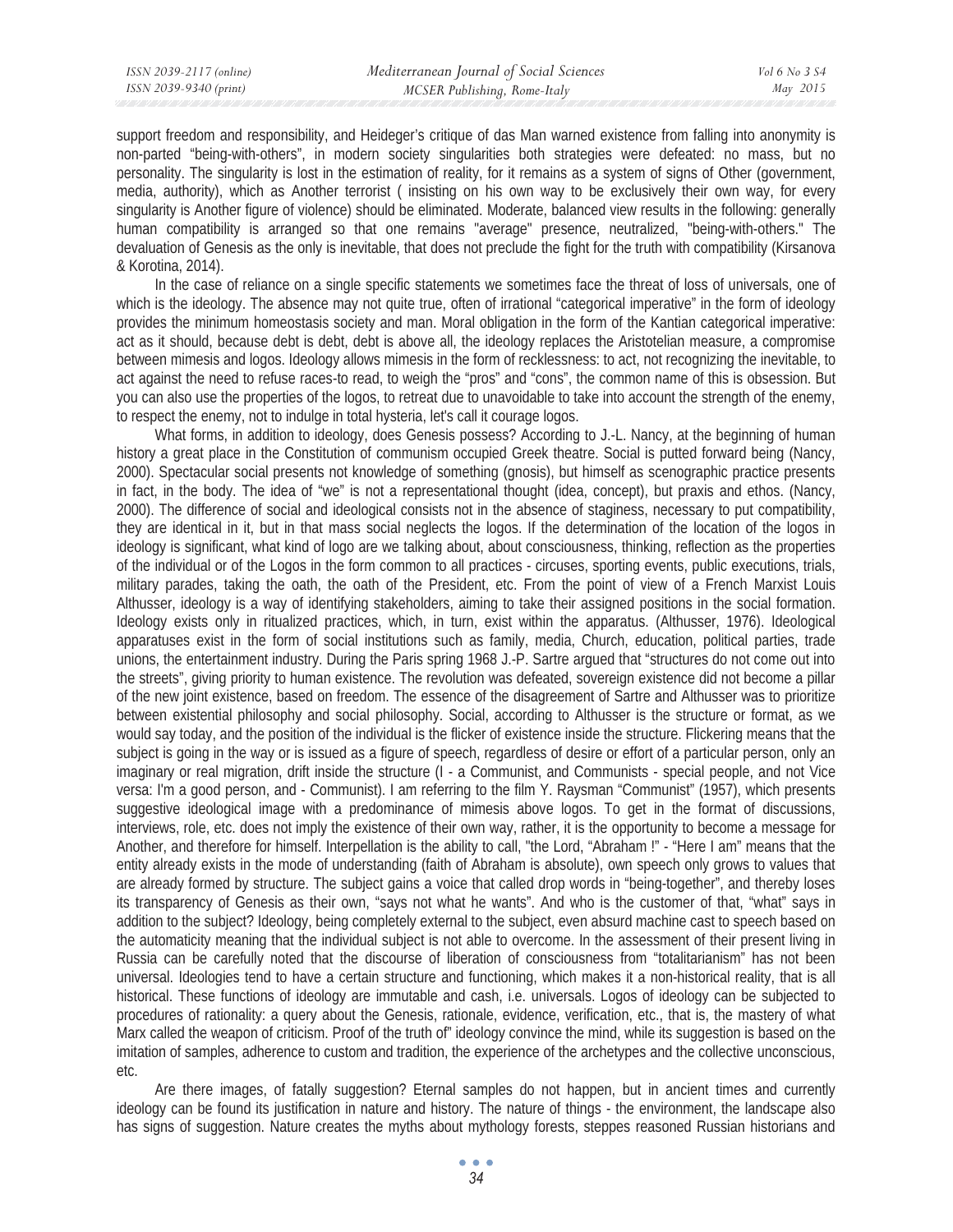support freedom and responsibility, and Heideger's critique of das Man warned existence from falling into anonymity is non-parted "being-with-others", in modern society singularities both strategies were defeated: no mass, but no personality. The singularity is lost in the estimation of reality, for it remains as a system of signs of Other (government, media, authority), which as Another terrorist ( insisting on his own way to be exclusively their own way, for every singularity is Another figure of violence) should be eliminated. Moderate, balanced view results in the following: generally human compatibility is arranged so that one remains "average" presence, neutralized, "being-with-others." The devaluation of Genesis as the only is inevitable, that does not preclude the fight for the truth with compatibility (Kirsanova & Korotina, 2014).

In the case of reliance on a single specific statements we sometimes face the threat of loss of universals, one of which is the ideology. The absence may not quite true, often of irrational "categorical imperative" in the form of ideology provides the minimum homeostasis society and man. Moral obligation in the form of the Kantian categorical imperative: act as it should, because debt is debt, debt is above all, the ideology replaces the Aristotelian measure, a compromise between mimesis and logos. Ideology allows mimesis in the form of recklessness: to act, not recognizing the inevitable, to act against the need to refuse races-to read, to weigh the "pros" and "cons", the common name of this is obsession. But you can also use the properties of the logos, to retreat due to unavoidable to take into account the strength of the enemy, to respect the enemy, not to indulge in total hysteria, let's call it courage logos.

What forms, in addition to ideology, does Genesis possess? According to J.-L. Nancy, at the beginning of human history a great place in the Constitution of communism occupied Greek theatre. Social is putted forward being (Nancy, 2000). Spectacular social presents not knowledge of something (gnosis), but himself as scenographic practice presents in fact, in the body. The idea of "we" is not a representational thought (idea, concept), but praxis and ethos. (Nancy, 2000). The difference of social and ideological consists not in the absence of staginess, necessary to put compatibility, they are identical in it, but in that mass social neglects the logos. If the determination of the location of the logos in ideology is significant, what kind of logo are we talking about, about consciousness, thinking, reflection as the properties of the individual or of the Logos in the form common to all practices - circuses, sporting events, public executions, trials, military parades, taking the oath, the oath of the President, etc. From the point of view of a French Marxist Louis Althusser, ideology is a way of identifying stakeholders, aiming to take their assigned positions in the social formation. Ideology exists only in ritualized practices, which, in turn, exist within the apparatus. (Althusser, 1976). Ideological apparatuses exist in the form of social institutions such as family, media, Church, education, political parties, trade unions, the entertainment industry. During the Paris spring 1968 J.-P. Sartre argued that "structures do not come out into the streets", giving priority to human existence. The revolution was defeated, sovereign existence did not become a pillar of the new joint existence, based on freedom. The essence of the disagreement of Sartre and Althusser was to prioritize between existential philosophy and social philosophy. Social, according to Althusser is the structure or format, as we would say today, and the position of the individual is the flicker of existence inside the structure. Flickering means that the subject is going in the way or is issued as a figure of speech, regardless of desire or effort of a particular person, only an imaginary or real migration, drift inside the structure (I - a Communist, and Communists - special people, and not Vice versa: I'm a good person, and - Communist). I am referring to the film Y. Raysman "Communist" (1957), which presents suggestive ideological image with a predominance of mimesis above logos. To get in the format of discussions, interviews, role, etc. does not imply the existence of their own way, rather, it is the opportunity to become a message for Another, and therefore for himself. Interpellation is the ability to call, "the Lord, "Abraham !" - "Here I am" means that the entity already exists in the mode of understanding (faith of Abraham is absolute), own speech only grows to values that are already formed by structure. The subject gains a voice that called drop words in "being-together", and thereby loses its transparency of Genesis as their own, "says not what he wants". And who is the customer of that, "what" says in addition to the subject? Ideology, being completely external to the subject, even absurd machine cast to speech based on the automaticity meaning that the individual subject is not able to overcome. In the assessment of their present living in Russia can be carefully noted that the discourse of liberation of consciousness from "totalitarianism" has not been universal. Ideologies tend to have a certain structure and functioning, which makes it a non-historical reality, that is all historical. These functions of ideology are immutable and cash, i.e. universals. Logos of ideology can be subjected to procedures of rationality: a query about the Genesis, rationale, evidence, verification, etc., that is, the mastery of what Marx called the weapon of criticism. Proof of the truth of" ideology convince the mind, while its suggestion is based on the imitation of samples, adherence to custom and tradition, the experience of the archetypes and the collective unconscious, etc.

Are there images, of fatally suggestion? Eternal samples do not happen, but in ancient times and currently ideology can be found its justification in nature and history. The nature of things - the environment, the landscape also has signs of suggestion. Nature creates the myths about mythology forests, steppes reasoned Russian historians and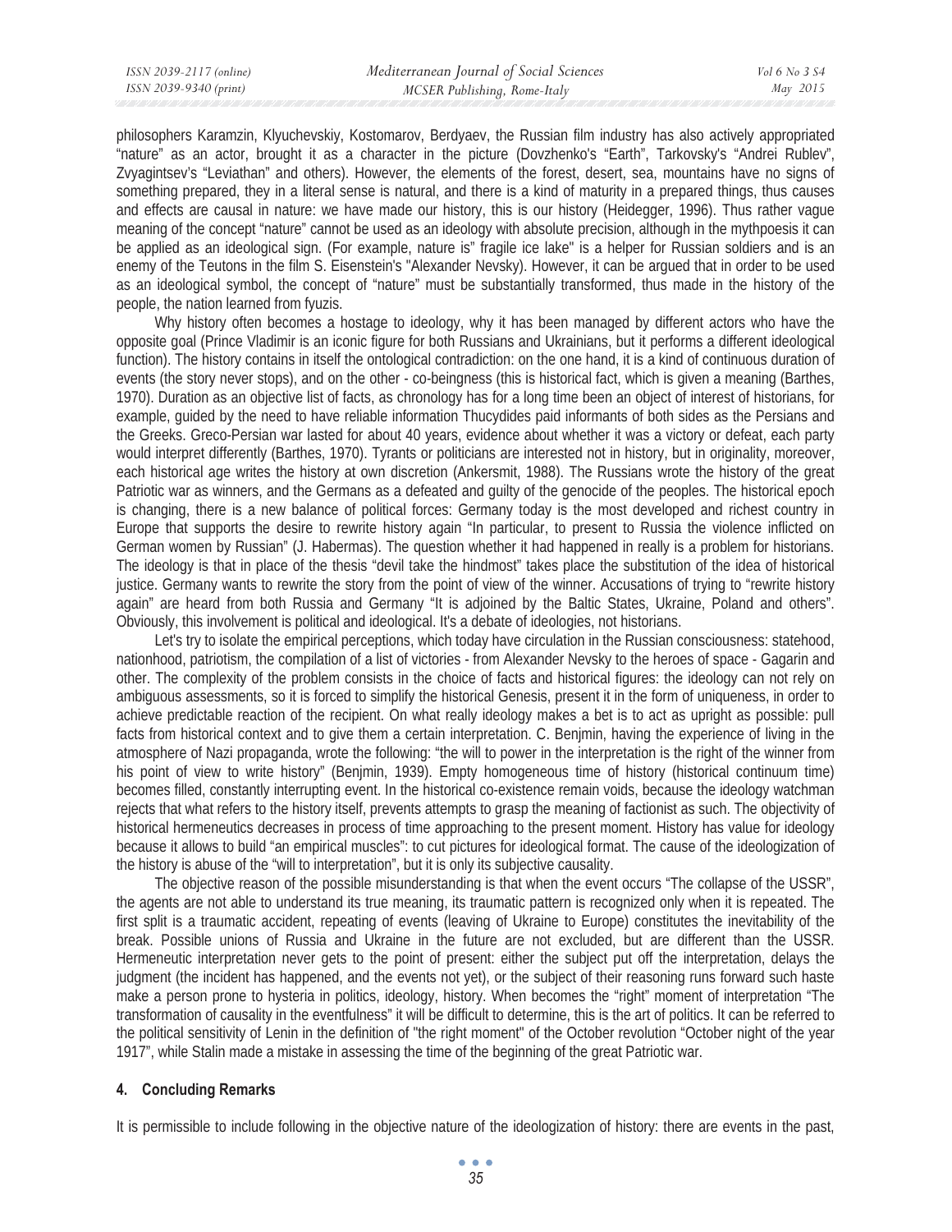philosophers Karamzin, Klyuchevskiy, Kostomarov, Berdyaev, the Russian film industry has also actively appropriated "nature" as an actor, brought it as a character in the picture (Dovzhenko's "Earth", Tarkovsky's "Andrei Rublev", Zvyagintsev's "Leviathan" and others). However, the elements of the forest, desert, sea, mountains have no signs of something prepared, they in a literal sense is natural, and there is a kind of maturity in a prepared things, thus causes and effects are causal in nature: we have made our history, this is our history (Heidegger, 1996). Thus rather vague meaning of the concept "nature" cannot be used as an ideology with absolute precision, although in the mythpoesis it can be applied as an ideological sign. (For example, nature is" fragile ice lake" is a helper for Russian soldiers and is an enemy of the Teutons in the film S. Eisenstein's "Alexander Nevsky). However, it can be argued that in order to be used as an ideological symbol, the concept of "nature" must be substantially transformed, thus made in the history of the people, the nation learned from fyuzis.

Why history often becomes a hostage to ideology, why it has been managed by different actors who have the opposite goal (Prince Vladimir is an iconic figure for both Russians and Ukrainians, but it performs a different ideological function). The history contains in itself the ontological contradiction: on the one hand, it is a kind of continuous duration of events (the story never stops), and on the other - co-beingness (this is historical fact, which is given a meaning (Barthes, 1970). Duration as an objective list of facts, as chronology has for a long time been an object of interest of historians, for example, guided by the need to have reliable information Thucydides paid informants of both sides as the Persians and the Greeks. Greco-Persian war lasted for about 40 years, evidence about whether it was a victory or defeat, each party would interpret differently (Barthes, 1970). Tyrants or politicians are interested not in history, but in originality, moreover, each historical age writes the history at own discretion (Ankersmit, 1988). The Russians wrote the history of the great Patriotic war as winners, and the Germans as a defeated and guilty of the genocide of the peoples. The historical epoch is changing, there is a new balance of political forces: Germany today is the most developed and richest country in Europe that supports the desire to rewrite history again "In particular, to present to Russia the violence inflicted on German women by Russian" (J. Habermas). The question whether it had happened in really is a problem for historians. The ideology is that in place of the thesis "devil take the hindmost" takes place the substitution of the idea of historical justice. Germany wants to rewrite the story from the point of view of the winner. Accusations of trying to "rewrite history again" are heard from both Russia and Germany "It is adjoined by the Baltic States, Ukraine, Poland and others". Obviously, this involvement is political and ideological. It's a debate of ideologies, not historians.

Let's try to isolate the empirical perceptions, which today have circulation in the Russian consciousness: statehood, nationhood, patriotism, the compilation of a list of victories - from Alexander Nevsky to the heroes of space - Gagarin and other. The complexity of the problem consists in the choice of facts and historical figures: the ideology can not rely on ambiguous assessments, so it is forced to simplify the historical Genesis, present it in the form of uniqueness, in order to achieve predictable reaction of the recipient. On what really ideology makes a bet is to act as upright as possible: pull facts from historical context and to give them a certain interpretation. C. Benjmin, having the experience of living in the atmosphere of Nazi propaganda, wrote the following: "the will to power in the interpretation is the right of the winner from his point of view to write history" (Benjmin, 1939). Empty homogeneous time of history (historical continuum time) becomes filled, constantly interrupting event. In the historical co-existence remain voids, because the ideology watchman rejects that what refers to the history itself, prevents attempts to grasp the meaning of factionist as such. The objectivity of historical hermeneutics decreases in process of time approaching to the present moment. History has value for ideology because it allows to build "an empirical muscles": to cut pictures for ideological format. The cause of the ideologization of the history is abuse of the "will to interpretation", but it is only its subjective causality.

The objective reason of the possible misunderstanding is that when the event occurs "The collapse of the USSR", the agents are not able to understand its true meaning, its traumatic pattern is recognized only when it is repeated. The first split is a traumatic accident, repeating of events (leaving of Ukraine to Europe) constitutes the inevitability of the break. Possible unions of Russia and Ukraine in the future are not excluded, but are different than the USSR. Hermeneutic interpretation never gets to the point of present: either the subject put off the interpretation, delays the judgment (the incident has happened, and the events not yet), or the subject of their reasoning runs forward such haste make a person prone to hysteria in politics, ideology, history. When becomes the "right" moment of interpretation "The transformation of causality in the eventfulness" it will be difficult to determine, this is the art of politics. It can be referred to the political sensitivity of Lenin in the definition of "the right moment" of the October revolution "October night of the year 1917", while Stalin made a mistake in assessing the time of the beginning of the great Patriotic war.

## 4. Concluding Remarks

It is permissible to include following in the objective nature of the ideologization of history: there are events in the past,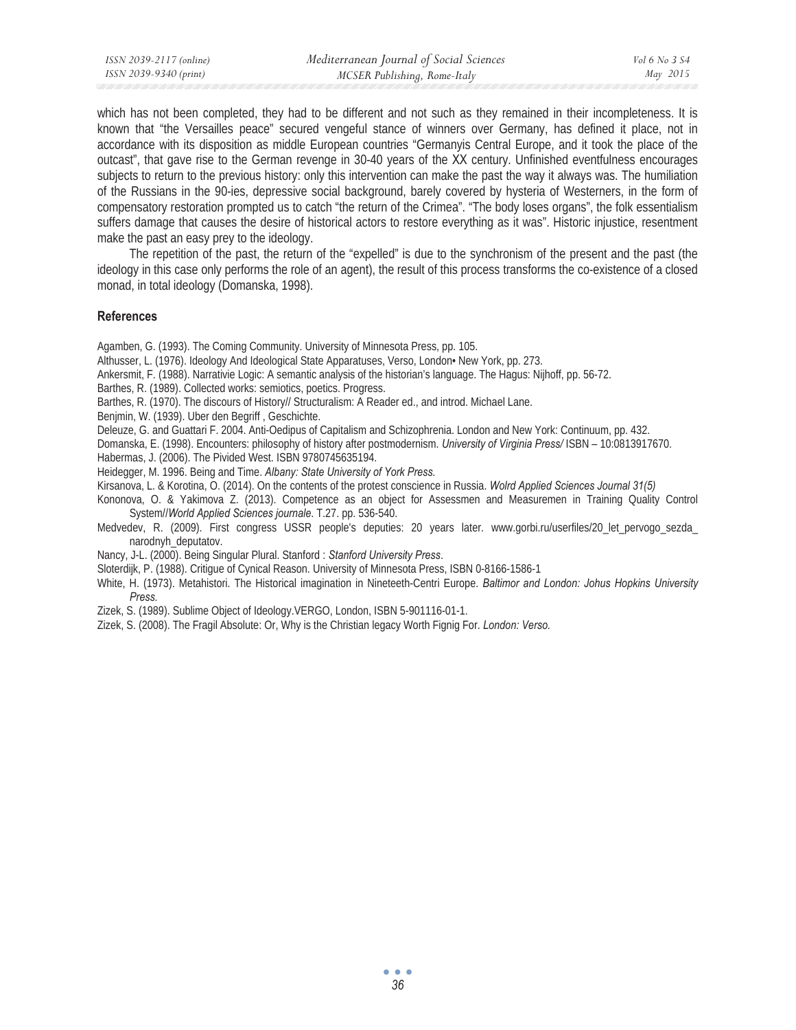which has not been completed, they had to be different and not such as they remained in their incompleteness. It is known that "the Versailles peace" secured vengeful stance of winners over Germany, has defined it place, not in accordance with its disposition as middle European countries "Germanyis Central Europe, and it took the place of the outcast", that gave rise to the German revenge in 30-40 years of the XX century. Unfinished eventfulness encourages subjects to return to the previous history: only this intervention can make the past the way it always was. The humiliation of the Russians in the 90-ies, depressive social background, barely covered by hysteria of Westerners, in the form of compensatory restoration prompted us to catch "the return of the Crimea". "The body loses organs", the folk essentialism suffers damage that causes the desire of historical actors to restore everything as it was". Historic injustice, resentment make the past an easy prey to the ideology.

The repetition of the past, the return of the "expelled" is due to the synchronism of the present and the past (the ideology in this case only performs the role of an agent), the result of this process transforms the co-existence of a closed monad, in total ideology (Domanska, 1998).

### References

Agamben, G. (1993). The Coming Community. University of Minnesota Press, pp. 105.

Althusser, L. (1976). Ideology And Ideological State Apparatuses, Verso, London• New York, pp. 273.

Ankersmit, F. (1988). Narrativie Logic: A semantic analysis of the historian's language. The Hagus: Nijhoff, pp. 56-72.

Barthes, R. (1989). Collected works: semiotics, poetics. Progress.

Barthes, R. (1970). The discours of History// Structuralism: A Reader ed., and introd. Michael Lane.

Benjmin, W. (1939). Uber den Begriff , Geschichte.

Deleuze, G. and Guattari F. 2004. Anti-Oedipus of Capitalism and Schizophrenia. London and New York: Continuum, pp. 432.

Domanska, E. (1998). Encounters: philosophy of history after postmodernism. *University of Virginia Press/* ISBN – 10:0813917670.

Habermas, J. (2006). The Pivided West. ISBN 9780745635194.

Heidegger, M. 1996. Being and Time. *Albany: State University of York Press.*

Kirsanova, L. & Korotina, O. (2014). On the contents of the protest conscience in Russia. *Wolrd Applied Sciences Journal 31(5)*

Kononova, O. & Yakimova Z. (2013). Competence as an object for Assessmen and Measuremen in Training Quality Control System//*World Applied Sciences journale*. T.27. pp. 536-540.

Medvedev, R. (2009). First congress USSR people's deputies: 20 years later. www.gorbi.ru/userfiles/20_let_pervogo_sezda_narodnyh_deputatov.

Nancy, J-L. (2000). Being Singular Plural. Stanford : *Stanford University Press*.

Sloterdijk, P. (1988). Critigue of Cynical Reason. University of Minnesota Press, ISBN 0-8166-1586-1

White, H. (1973). Metahistori. The Historical imagination in Nineteeth-Centri Europe. *Baltimor and London: Johus Hopkins University Press.*

Zizek, S. (1989). Sublime Object of Ideology.VERGO, London, ISBN 5-901116-01-1.

Zizek, S. (2008). The Fragil Absolute: Or, Why is the Christian legacy Worth Fignig For. *London: Verso.*